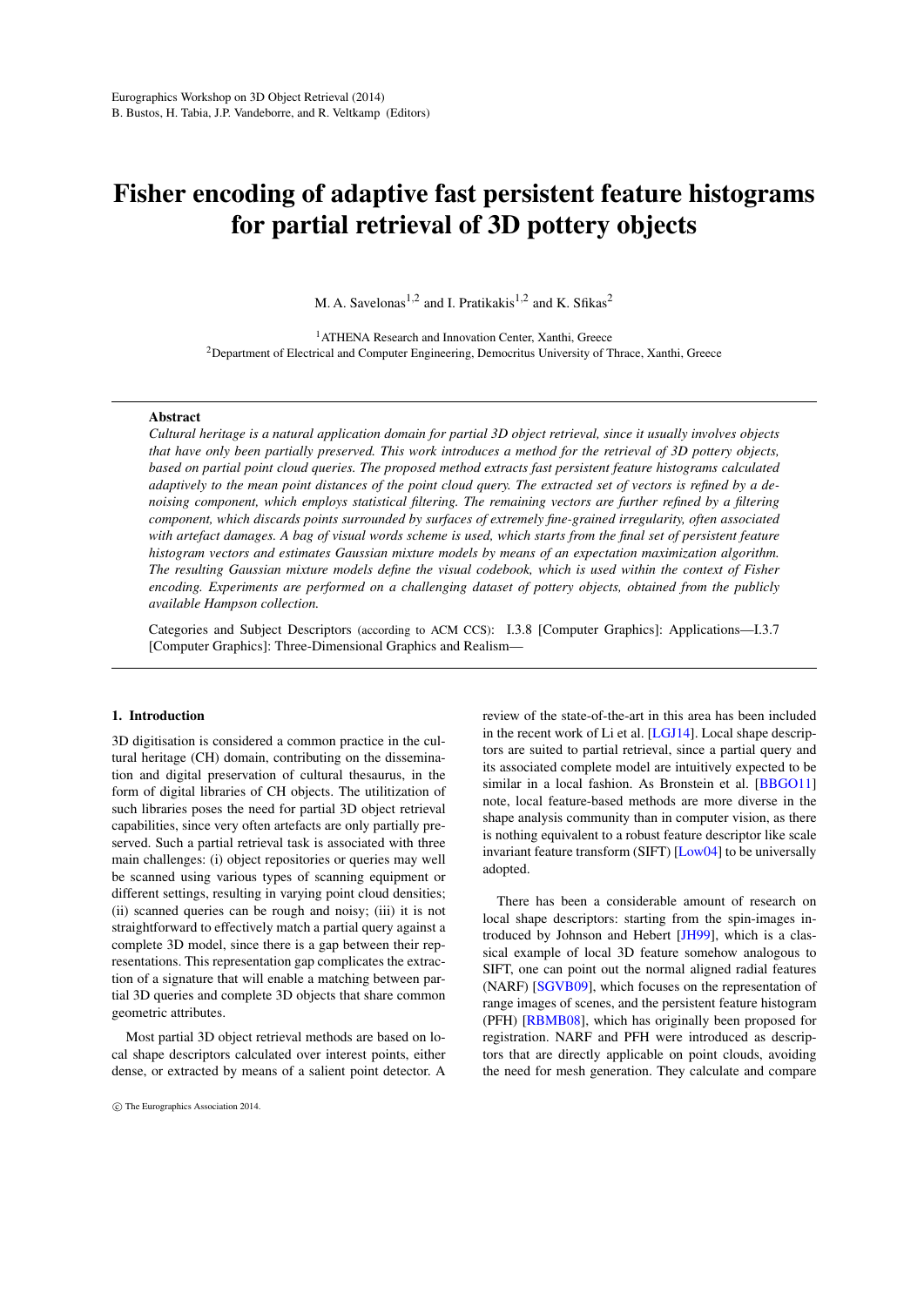# Fisher encoding of adaptive fast persistent feature histograms for partial retrieval of 3D pottery objects

M. A. Savelonas[1,2] and I. Pratikakis[1,2] and K. Sfikas[2]

[1]ATHENA Research and Innovation Center, Xanthi, Greece
[2]Department of Electrical and Computer Engineering, Democritus University of Thrace, Xanthi, Greece

## Abstract

*Cultural heritage is a natural application domain for partial 3D object retrieval, since it usually involves objects that have only been partially preserved. This work introduces a method for the retrieval of 3D pottery objects, based on partial point cloud queries. The proposed method extracts fast persistent feature histograms calculated adaptively to the mean point distances of the point cloud query. The extracted set of vectors is refined by a denoising component, which employs statistical filtering. The remaining vectors are further refined by a filtering component, which discards points surrounded by surfaces of extremely fine-grained irregularity, often associated with artefact damages. A bag of visual words scheme is used, which starts from the final set of persistent feature histogram vectors and estimates Gaussian mixture models by means of an expectation maximization algorithm. The resulting Gaussian mixture models define the visual codebook, which is used within the context of Fisher encoding. Experiments are performed on a challenging dataset of pottery objects, obtained from the publicly available Hampson collection.*

Categories and Subject Descriptors (according to ACM CCS): I.3.8 [Computer Graphics]: Applications—I.3.7 [Computer Graphics]: Three-Dimensional Graphics and Realism—

## 1. Introduction

3D digitisation is considered a common practice in the cultural heritage (CH) domain, contributing on the dissemination and digital preservation of cultural thesaurus, in the form of digital libraries of CH objects. The utilitization of such libraries poses the need for partial 3D object retrieval capabilities, since very often artefacts are only partially preserved. Such a partial retrieval task is associated with three main challenges: (i) object repositories or queries may well be scanned using various types of scanning equipment or different settings, resulting in varying point cloud densities; (ii) scanned queries can be rough and noisy; (iii) it is not straightforward to effectively match a partial query against a complete 3D model, since there is a gap between their representations. This representation gap complicates the extraction of a signature that will enable a matching between partial 3D queries and complete 3D objects that share common geometric attributes.

Most partial 3D object retrieval methods are based on local shape descriptors calculated over interest points, either dense, or extracted by means of a salient point detector. A review of the state-of-the-art in this area has been included in the recent work of Li et al. [LGJ14]. Local shape descriptors are suited to partial retrieval, since a partial query and its associated complete model are intuitively expected to be similar in a local fashion. As Bronstein et al. [BBGO11] note, local feature-based methods are more diverse in the shape analysis community than in computer vision, as there is nothing equivalent to a robust feature descriptor like scale invariant feature transform (SIFT) [Low04] to be universally adopted.

There has been a considerable amount of research on local shape descriptors: starting from the spin-images introduced by Johnson and Hebert [JH99], which is a classical example of local 3D feature somehow analogous to SIFT, one can point out the normal aligned radial features (NARF) [SGVB09], which focuses on the representation of range images of scenes, and the persistent feature histogram (PFH) [RBMB08], which has originally been proposed for registration. NARF and PFH were introduced as descriptors that are directly applicable on point clouds, avoiding the need for mesh generation. They calculate and compare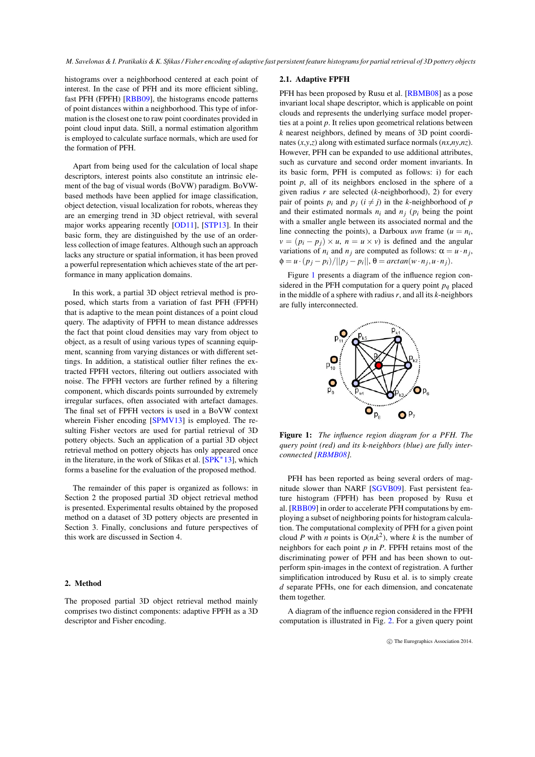histograms over a neighborhood centered at each point of interest. In the case of PFH and its more efficient sibling, fast PFH (FPFH) [RBB09], the histograms encode patterns of point distances within a neighborhood. This type of information is the closest one to raw point coordinates provided in point cloud input data. Still, a normal estimation algorithm is employed to calculate surface normals, which are used for the formation of PFH.

Apart from being used for the calculation of local shape descriptors, interest points also constitute an intrinsic element of the bag of visual words (BoVW) paradigm. BoVW-based methods have been applied for image classification, object detection, visual localization for robots, whereas they are an emerging trend in 3D object retrieval, with several major works appearing recently [OD11], [STP13]. In their basic form, they are distinguished by the use of an orderless collection of image features. Although such an approach lacks any structure or spatial information, it has been proved a powerful representation which achieves state of the art performance in many application domains.

In this work, a partial 3D object retrieval method is proposed, which starts from a variation of fast PFH (FPFH) that is adaptive to the mean point distances of a point cloud query. The adaptivity of FPFH to mean distance addresses the fact that point cloud densities may vary from object to object, as a result of using various types of scanning equipment, scanning from varying distances or with different settings. In addition, a statistical outlier filter refines the extracted FPFH vectors, filtering out outliers associated with noise. The FPFH vectors are further refined by a filtering component, which discards points surrounded by extremely irregular surfaces, often associated with artefact damages. The final set of FPFH vectors is used in a BoVW context wherein Fisher encoding [SPMV13] is employed. The resulting Fisher vectors are used for partial retrieval of 3D pottery objects. Such an application of a partial 3D object retrieval method on pottery objects has only appeared once in the literature, in the work of Sfikas et al. [SPK*13], which forms a baseline for the evaluation of the proposed method.

The remainder of this paper is organized as follows: in Section 2 the proposed partial 3D object retrieval method is presented. Experimental results obtained by the proposed method on a dataset of 3D pottery objects are presented in Section 3. Finally, conclusions and future perspectives of this work are discussed in Section 4.

## 2. Method

The proposed partial 3D object retrieval method mainly comprises two distinct components: adaptive FPFH as a 3D descriptor and Fisher encoding.

### 2.1. Adaptive FPFH

PFH has been proposed by Rusu et al. [RBMB08] as a pose invariant local shape descriptor, which is applicable on point clouds and represents the underlying surface model properties at a point $p$. It relies upon geometrical relations between $k$ nearest neighbors, defined by means of 3D point coordinates $(x,y,z)$ along with estimated surface normals $(nx,ny,nz)$. However, PFH can be expanded to use additional attributes, such as curvature and second order moment invariants. In its basic form, PFH is computed as follows: i) for each point $p$, all of its neighbors enclosed in the sphere of a given radius $r$ are selected ($k$-neighborhood), 2) for every pair of points $p_i$ and $p_j$ ($i \neq j$) in the $k$-neighborhood of $p$ and their estimated normals $n_i$ and $n_j$ ($p_i$ being the point with a smaller angle between its associated normal and the line connecting the points), a Darboux $uvn$ frame ($u = n_i$, $v = (p_i - p_j) \times u$, $n = u \times v$) is defined and the angular variations of $n_i$ and $n_j$ are computed as follows: $\alpha = u \cdot n_j$, $\phi = u \cdot (p_j - p_i)/||p_j - p_i||$, $\theta = arctan(w \cdot n_j, u \cdot n_j)$.

Figure 1 presents a diagram of the influence region considered in the PFH computation for a query point $p_q$ placed in the middle of a sphere with radius $r$, and all its $k$-neighbors are fully interconnected.

**Figure 1:** *The influence region diagram for a PFH. The query point (red) and its k-neighbors (blue) are fully interconnected [RBMB08].*

PFH has been reported as being several orders of magnitude slower than NARF [SGVB09]. Fast persistent feature histogram (FPFH) has been proposed by Rusu et al. [RBB09] in order to accelerate PFH computations by employing a subset of neighboring points for histogram calculation. The computational complexity of PFH for a given point cloud $P$ with $n$ points is $O(n,k^2)$, where $k$ is the number of neighbors for each point $p$ in $P$. FPFH retains most of the discriminating power of PFH and has been shown to outperform spin-images in the context of registration. A further simplification introduced by Rusu et al. is to simply create $d$ separate PFHs, one for each dimension, and concatenate them together.

A diagram of the influence region considered in the FPFH computation is illustrated in Fig. 2. For a given query point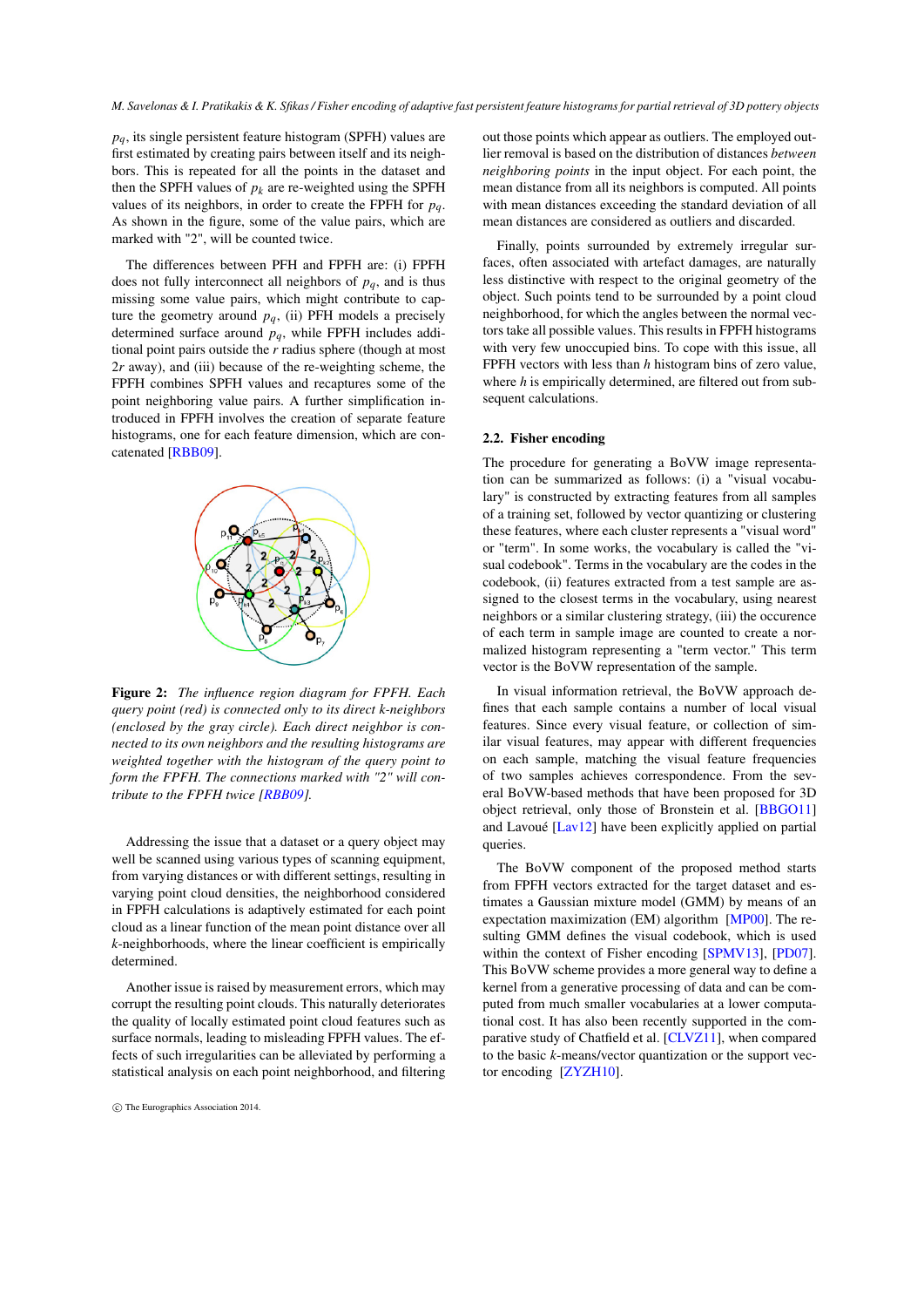$p_q$, its single persistent feature histogram (SPFH) values are first estimated by creating pairs between itself and its neighbors. This is repeated for all the points in the dataset and then the SPFH values of $p_k$ are re-weighted using the SPFH values of its neighbors, in order to create the FPFH for $p_q$. As shown in the figure, some of the value pairs, which are marked with "2", will be counted twice.

The differences between PFH and FPFH are: (i) FPFH does not fully interconnect all neighbors of $p_q$, and is thus missing some value pairs, which might contribute to capture the geometry around $p_q$, (ii) PFH models a precisely determined surface around $p_q$, while FPFH includes additional point pairs outside the $r$ radius sphere (though at most $2r$ away), and (iii) because of the re-weighting scheme, the FPFH combines SPFH values and recaptures some of the point neighboring value pairs. A further simplification introduced in FPFH involves the creation of separate feature histograms, one for each feature dimension, which are concatenated [RBB09].

**Figure 2:** *The influence region diagram for FPFH. Each query point (red) is connected only to its direct k-neighbors (enclosed by the gray circle). Each direct neighbor is connected to its own neighbors and the resulting histograms are weighted together with the histogram of the query point to form the FPFH. The connections marked with "2" will contribute to the FPFH twice [RBB09].*

Addressing the issue that a dataset or a query object may well be scanned using various types of scanning equipment, from varying distances or with different settings, resulting in varying point cloud densities, the neighborhood considered in FPFH calculations is adaptively estimated for each point cloud as a linear function of the mean point distance over all $k$-neighborhoods, where the linear coefficient is empirically determined.

Another issue is raised by measurement errors, which may corrupt the resulting point clouds. This naturally deteriorates the quality of locally estimated point cloud features such as surface normals, leading to misleading FPFH values. The effects of such irregularities can be alleviated by performing a statistical analysis on each point neighborhood, and filtering out those points which appear as outliers. The employed outlier removal is based on the distribution of distances *between neighboring points* in the input object. For each point, the mean distance from all its neighbors is computed. All points with mean distances exceeding the standard deviation of all mean distances are considered as outliers and discarded.

Finally, points surrounded by extremely irregular surfaces, often associated with artefact damages, are naturally less distinctive with respect to the original geometry of the object. Such points tend to be surrounded by a point cloud neighborhood, for which the angles between the normal vectors take all possible values. This results in FPFH histograms with very few unoccupied bins. To cope with this issue, all FPFH vectors with less than $h$ histogram bins of zero value, where $h$ is empirically determined, are filtered out from subsequent calculations.

### 2.2. Fisher encoding

The procedure for generating a BoVW image representation can be summarized as follows: (i) a "visual vocabulary" is constructed by extracting features from all samples of a training set, followed by vector quantizing or clustering these features, where each cluster represents a "visual word" or "term". In some works, the vocabulary is called the "visual codebook". Terms in the vocabulary are the codes in the codebook, (ii) features extracted from a test sample are assigned to the closest terms in the vocabulary, using nearest neighbors or a similar clustering strategy, (iii) the occurence of each term in sample image are counted to create a normalized histogram representing a "term vector." This term vector is the BoVW representation of the sample.

In visual information retrieval, the BoVW approach defines that each sample contains a number of local visual features. Since every visual feature, or collection of similar visual features, may appear with different frequencies on each sample, matching the visual feature frequencies of two samples achieves correspondence. From the several BoVW-based methods that have been proposed for 3D object retrieval, only those of Bronstein et al. [BBGO11] and Lavoué [Lav12] have been explicitly applied on partial queries.

The BoVW component of the proposed method starts from FPFH vectors extracted for the target dataset and estimates a Gaussian mixture model (GMM) by means of an expectation maximization (EM) algorithm [MP00]. The resulting GMM defines the visual codebook, which is used within the context of Fisher encoding [SPMV13], [PD07]. This BoVW scheme provides a more general way to define a kernel from a generative processing of data and can be computed from much smaller vocabularies at a lower computational cost. It has also been recently supported in the comparative study of Chatfield et al. [CLVZ11], when compared to the basic $k$-means/vector quantization or the support vector encoding [ZYZH10].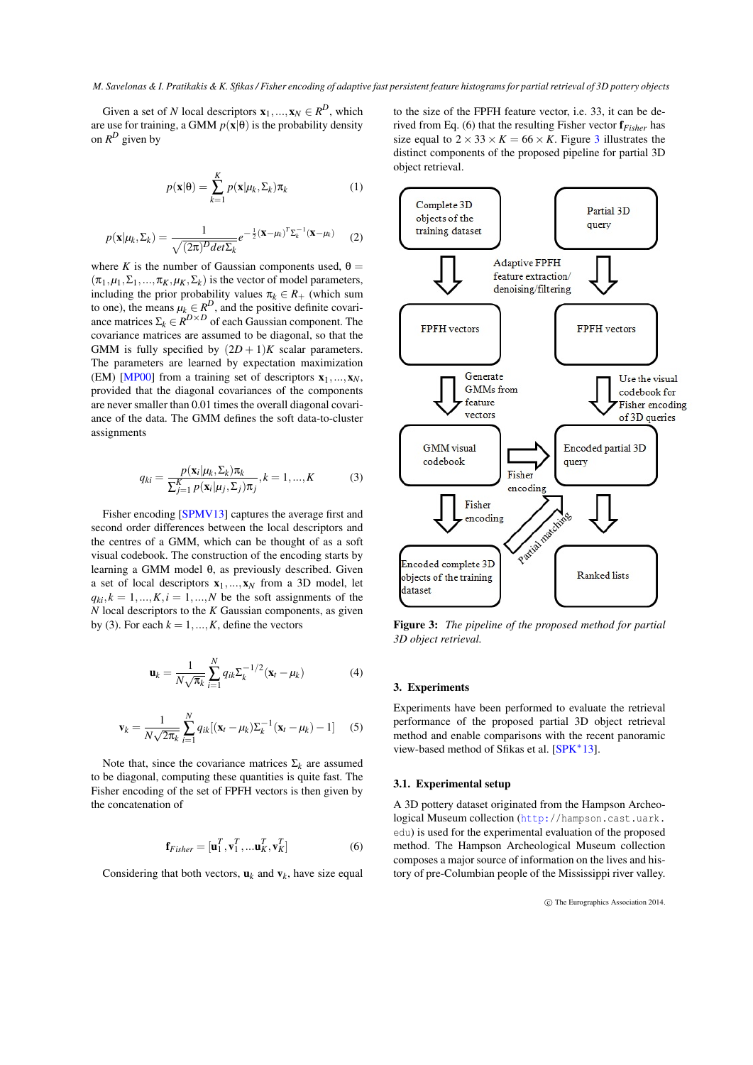Given a set of $N$ local descriptors $\mathbf{x}_1,...,\mathbf{x}_N \in R^D$, which are use for training, a GMM $p(\mathbf{x}|\theta)$ is the probability density on $R^D$ given by

$$p(\mathbf{x}|\theta) = \sum_{k=1}^{K} p(\mathbf{x}|\mu_k, \Sigma_k)\pi_k \tag{1}$$

$$p(\mathbf{x}|\mu_k, \Sigma_k) = \frac{1}{\sqrt{(2\pi)^D det \Sigma_k}} e^{-\frac{1}{2}(\mathbf{x}-\mu_k)^T \Sigma_k^{-1}(\mathbf{x}-\mu_k)} \tag{2}$$

where $K$ is the number of Gaussian components used, $\theta = (\pi_1, \mu_1, \Sigma_1, ..., \pi_K, \mu_K, \Sigma_K)$ is the vector of model parameters, including the prior probability values $\pi_k \in R_+$ (which sum to one), the means $\mu_k \in R^D$, and the positive definite covariance matrices $\Sigma_k \in R^{D\times D}$ of each Gaussian component. The covariance matrices are assumed to be diagonal, so that the GMM is fully specified by $(2D+1)K$ scalar parameters. The parameters are learned by expectation maximization (EM) [MP00] from a training set of descriptors $\mathbf{x}_1,...,\mathbf{x}_N$, provided that the diagonal covariances of the components are never smaller than 0.01 times the overall diagonal covariance of the data. The GMM defines the soft data-to-cluster assignments

$$q_{ki} = \frac{p(\mathbf{x}_i|\mu_k, \Sigma_k)\pi_k}{\sum_{j=1}^{K} p(\mathbf{x}_i|\mu_j, \Sigma_j)\pi_j}, k = 1,...,K \tag{3}$$

Fisher encoding [SPMV13] captures the average first and second order differences between the local descriptors and the centres of a GMM, which can be thought of as a soft visual codebook. The construction of the encoding starts by learning a GMM model $\theta$, as previously described. Given a set of local descriptors $\mathbf{x}_1,...,\mathbf{x}_N$ from a 3D model, let $q_{ki}, k = 1,...,K, i = 1,...,N$ be the soft assignments of the $N$ local descriptors to the $K$ Gaussian components, as given by (3). For each $k = 1,...,K$, define the vectors

$$\mathbf{u}_k = \frac{1}{N\sqrt{\pi_k}} \sum_{i=1}^{N} q_{ik} \Sigma_k^{-1/2}(\mathbf{x}_t - \mu_k) \tag{4}$$

$$\mathbf{v}_k = \frac{1}{N\sqrt{2\pi_k}} \sum_{i=1}^{N} q_{ik}[(\mathbf{x}_t - \mu_k)\Sigma_k^{-1}(\mathbf{x}_t - \mu_k) - 1] \tag{5}$$

Note that, since the covariance matrices $\Sigma_k$ are assumed to be diagonal, computing these quantities is quite fast. The Fisher encoding of the set of FPFH vectors is then given by the concatenation of

$$\mathbf{f}_{Fisher} = [\mathbf{u}_1^T, \mathbf{v}_1^T, ...\mathbf{u}_K^T, \mathbf{v}_K^T] \tag{6}$$

Considering that both vectors, $\mathbf{u}_k$ and $\mathbf{v}_k$, have size equal to the size of the FPFH feature vector, i.e. 33, it can be derived from Eq. (6) that the resulting Fisher vector $\mathbf{f}_{Fisher}$ has size equal to $2 \times 33 \times K = 66 \times K$. Figure 3 illustrates the distinct components of the proposed pipeline for partial 3D object retrieval.

Complete 3D objects of the training dataset → Adaptive FPFH feature extraction/ denoising/filtering → FPFH vectors → Generate GMMs from feature vectors → GMM visual codebook → Fisher encoding → Encoded complete 3D objects of the training dataset

Partial 3D query → FPFH vectors → Use the visual codebook for Fisher encoding of 3D queries → Encoded partial 3D query (GMM visual codebook → Fisher encoding) → Ranked lists; Partial matching

**Figure 3:** *The pipeline of the proposed method for partial 3D object retrieval.*

## 3. Experiments

Experiments have been performed to evaluate the retrieval performance of the proposed partial 3D object retrieval method and enable comparisons with the recent panoramic view-based method of Sfikas et al. [SPK*13].

### 3.1. Experimental setup

A 3D pottery dataset originated from the Hampson Archeological Museum collection (http://hampson.cast.uark.edu) is used for the experimental evaluation of the proposed method. The Hampson Archeological Museum collection composes a major source of information on the lives and history of pre-Columbian people of the Mississippi river valley.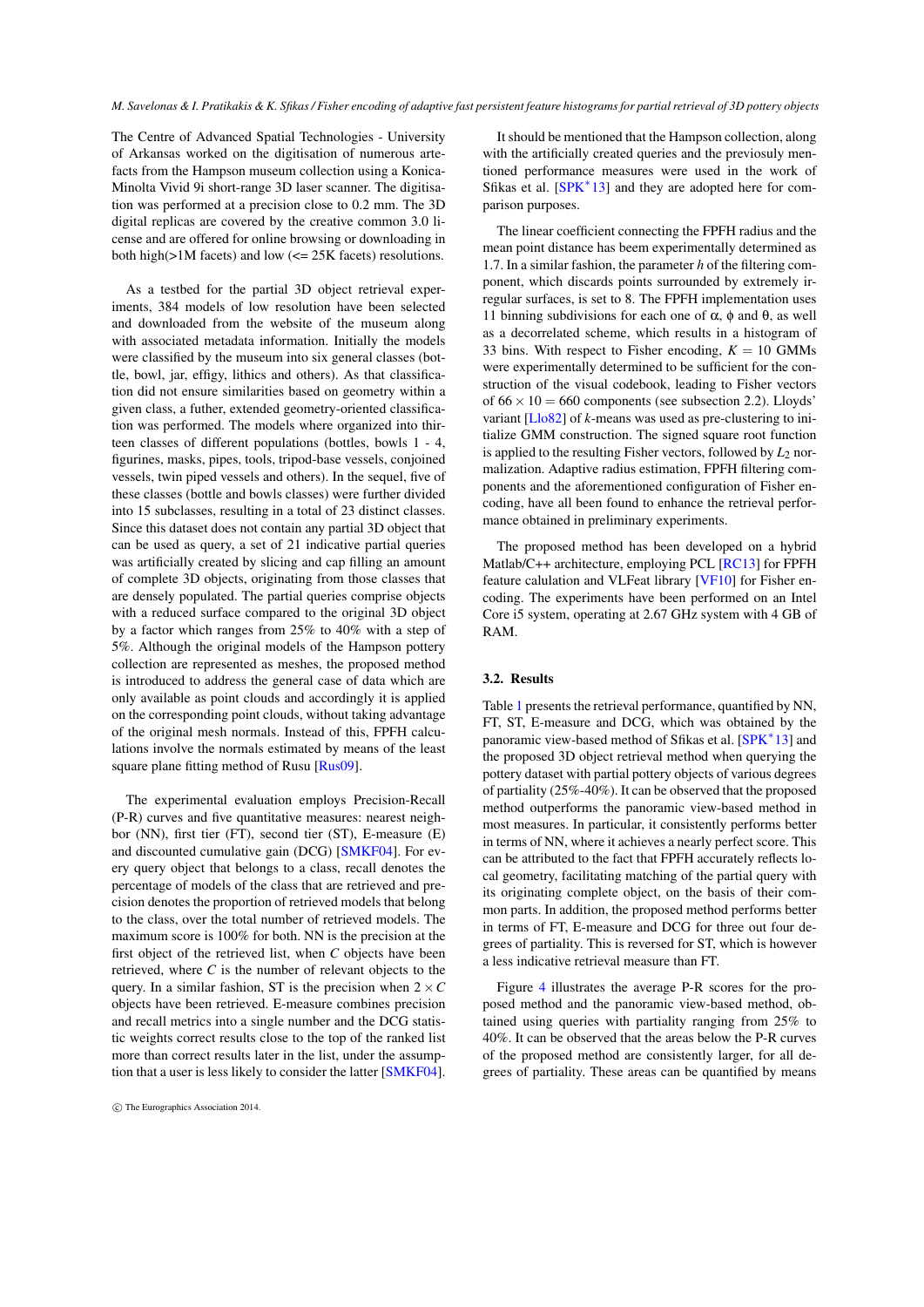The Centre of Advanced Spatial Technologies - University of Arkansas worked on the digitisation of numerous artefacts from the Hampson museum collection using a Konica-Minolta Vivid 9i short-range 3D laser scanner. The digitisation was performed at a precision close to 0.2 mm. The 3D digital replicas are covered by the creative common 3.0 license and are offered for online browsing or downloading in both high(>1M facets) and low (<= 25K facets) resolutions.

As a testbed for the partial 3D object retrieval experiments, 384 models of low resolution have been selected and downloaded from the website of the museum along with associated metadata information. Initially the models were classified by the museum into six general classes (bottle, bowl, jar, effigy, lithics and others). As that classification did not ensure similarities based on geometry within a given class, a futher, extended geometry-oriented classification was performed. The models where organized into thirteen classes of different populations (bottles, bowls 1 - 4, figurines, masks, pipes, tools, tripod-base vessels, conjoined vessels, twin piped vessels and others). In the sequel, five of these classes (bottle and bowls classes) were further divided into 15 subclasses, resulting in a total of 23 distinct classes. Since this dataset does not contain any partial 3D object that can be used as query, a set of 21 indicative partial queries was artificially created by slicing and cap filling an amount of complete 3D objects, originating from those classes that are densely populated. The partial queries comprise objects with a reduced surface compared to the original 3D object by a factor which ranges from 25% to 40% with a step of 5%. Although the original models of the Hampson pottery collection are represented as meshes, the proposed method is introduced to address the general case of data which are only available as point clouds and accordingly it is applied on the corresponding point clouds, without taking advantage of the original mesh normals. Instead of this, FPFH calculations involve the normals estimated by means of the least square plane fitting method of Rusu [Rus09].

The experimental evaluation employs Precision-Recall (P-R) curves and five quantitative measures: nearest neighbor (NN), first tier (FT), second tier (ST), E-measure (E) and discounted cumulative gain (DCG) [SMKF04]. For every query object that belongs to a class, recall denotes the percentage of models of the class that are retrieved and precision denotes the proportion of retrieved models that belong to the class, over the total number of retrieved models. The maximum score is 100% for both. NN is the precision at the first object of the retrieved list, when $C$ objects have been retrieved, where $C$ is the number of relevant objects to the query. In a similar fashion, ST is the precision when $2 \times C$ objects have been retrieved. E-measure combines precision and recall metrics into a single number and the DCG statistic weights correct results close to the top of the ranked list more than correct results later in the list, under the assumption that a user is less likely to consider the latter [SMKF04].

It should be mentioned that the Hampson collection, along with the artificially created queries and the previously mentioned performance measures were used in the work of Sfikas et al. [SPK*13] and they are adopted here for comparison purposes.

The linear coefficient connecting the FPFH radius and the mean point distance has beem experimentally determined as 1.7. In a similar fashion, the parameter $h$ of the filtering component, which discards points surrounded by extremely irregular surfaces, is set to 8. The FPFH implementation uses 11 binning subdivisions for each one of $\alpha$, $\phi$ and $\theta$, as well as a decorrelated scheme, which results in a histogram of 33 bins. With respect to Fisher encoding, $K = 10$ GMMs were experimentally determined to be sufficient for the construction of the visual codebook, leading to Fisher vectors of $66 \times 10 = 660$ components (see subsection 2.2). Lloyds' variant [Llo82] of $k$-means was used as pre-clustering to initialize GMM construction. The signed square root function is applied to the resulting Fisher vectors, followed by $L_2$ normalization. Adaptive radius estimation, FPFH filtering components and the aforementioned configuration of Fisher encoding, have all been found to enhance the retrieval performance obtained in preliminary experiments.

The proposed method has been developed on a hybrid Matlab/C++ architecture, employing PCL [RC13] for FPFH feature calulation and VLFeat library [VF10] for Fisher encoding. The experiments have been performed on an Intel Core i5 system, operating at 2.67 GHz system with 4 GB of RAM.

### 3.2. Results

Table 1 presents the retrieval performance, quantified by NN, FT, ST, E-measure and DCG, which was obtained by the panoramic view-based method of Sfikas et al. [SPK*13] and the proposed 3D object retrieval method when querying the pottery dataset with partial pottery objects of various degrees of partiality (25%-40%). It can be observed that the proposed method outperforms the panoramic view-based method in most measures. In particular, it consistently performs better in terms of NN, where it achieves a nearly perfect score. This can be attributed to the fact that FPFH accurately reflects local geometry, facilitating matching of the partial query with its originating complete object, on the basis of their common parts. In addition, the proposed method performs better in terms of FT, E-measure and DCG for three out four degrees of partiality. This is reversed for ST, which is however a less indicative retrieval measure than FT.

Figure 4 illustrates the average P-R scores for the proposed method and the panoramic view-based method, obtained using queries with partiality ranging from 25% to 40%. It can be observed that the areas below the P-R curves of the proposed method are consistently larger, for all degrees of partiality. These areas can be quantified by means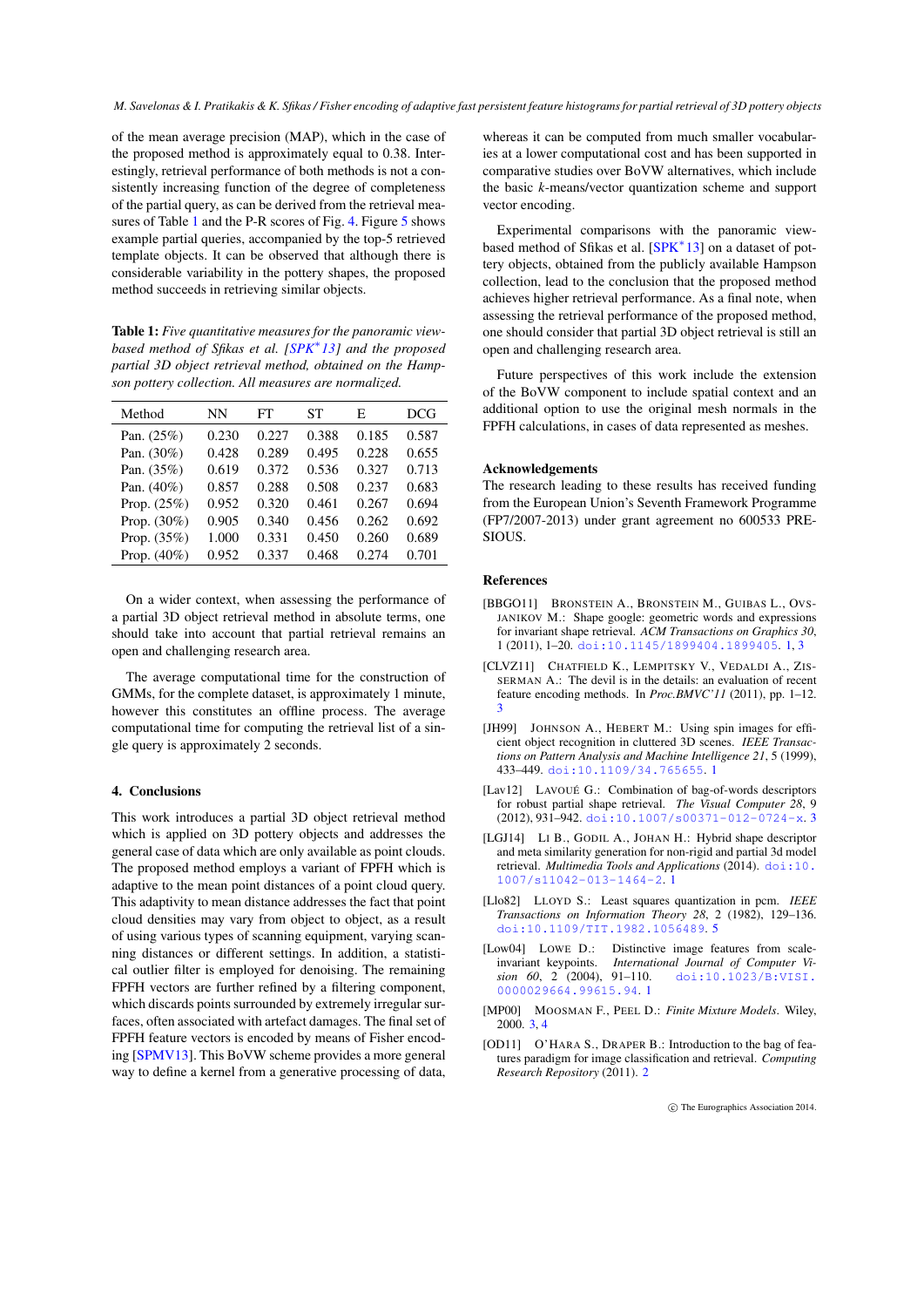of the mean average precision (MAP), which in the case of the proposed method is approximately equal to 0.38. Interestingly, retrieval performance of both methods is not a consistently increasing function of the degree of completeness of the partial query, as can be derived from the retrieval measures of Table 1 and the P-R scores of Fig. 4. Figure 5 shows example partial queries, accompanied by the top-5 retrieved template objects. It can be observed that although there is considerable variability in the pottery shapes, the proposed method succeeds in retrieving similar objects.

**Table 1:** *Five quantitative measures for the panoramic view-based method of Sfikas et al. [SPK*13] and the proposed partial 3D object retrieval method, obtained on the Hampson pottery collection. All measures are normalized.*

| Method | NN | FT | ST | E | DCG |
|---|---|---|---|---|---|
| Pan. (25%) | 0.230 | 0.227 | 0.388 | 0.185 | 0.587 |
| Pan. (30%) | 0.428 | 0.289 | 0.495 | 0.228 | 0.655 |
| Pan. (35%) | 0.619 | 0.372 | 0.536 | 0.327 | 0.713 |
| Pan. (40%) | 0.857 | 0.288 | 0.508 | 0.237 | 0.683 |
| Prop. (25%) | 0.952 | 0.320 | 0.461 | 0.267 | 0.694 |
| Prop. (30%) | 0.905 | 0.340 | 0.456 | 0.262 | 0.692 |
| Prop. (35%) | 1.000 | 0.331 | 0.450 | 0.260 | 0.689 |
| Prop. (40%) | 0.952 | 0.337 | 0.468 | 0.274 | 0.701 |

On a wider context, when assessing the performance of a partial 3D object retrieval method in absolute terms, one should take into account that partial retrieval remains an open and challenging research area.

The average computational time for the construction of GMMs, for the complete dataset, is approximately 1 minute, however this constitutes an offline process. The average computational time for computing the retrieval list of a single query is approximately 2 seconds.

## 4. Conclusions

This work introduces a partial 3D object retrieval method which is applied on 3D pottery objects and addresses the general case of data which are only available as point clouds. The proposed method employs a variant of FPFH which is adaptive to the mean point distances of a point cloud query. This adaptivity to mean distance addresses the fact that point cloud densities may vary from object to object, as a result of using various types of scanning equipment, varying scanning distances or different settings. In addition, a statistical outlier filter is employed for denoising. The remaining FPFH vectors are further refined by a filtering component, which discards points surrounded by extremely irregular surfaces, often associated with artefact damages. The final set of FPFH feature vectors is encoded by means of Fisher encoding [SPMV13]. This BoVW scheme provides a more general way to define a kernel from a generative processing of data, whereas it can be computed from much smaller vocabularies at a lower computational cost and has been supported in comparative studies over BoVW alternatives, which include the basic *k*-means/vector quantization scheme and support vector encoding.

Experimental comparisons with the panoramic view-based method of Sfikas et al. [SPK*13] on a dataset of pottery objects, obtained from the publicly available Hampson collection, lead to the conclusion that the proposed method achieves higher retrieval performance. As a final note, when assessing the retrieval performance of the proposed method, one should consider that partial 3D object retrieval is still an open and challenging research area.

Future perspectives of this work include the extension of the BoVW component to include spatial context and an additional option to use the original mesh normals in the FPFH calculations, in cases of data represented as meshes.

## Acknowledgements

The research leading to these results has received funding from the European Union's Seventh Framework Programme (FP7/2007-2013) under grant agreement no 600533 PRESIOUS.

## References

[BBGO11] Bronstein A., Bronstein M., Guibas L., Ovsjanikov M.: Shape google: geometric words and expressions for invariant shape retrieval. *ACM Transactions on Graphics 30*, 1 (2011), 1–20. doi:10.1145/1899404.1899405. 1, 3

[CLVZ11] Chatfield K., Lempitsky V., Vedaldi A., Zisserman A.: The devil is in the details: an evaluation of recent feature encoding methods. In *Proc.BMVC'11* (2011), pp. 1–12. 3

[JH99] Johnson A., Hebert M.: Using spin images for efficient object recognition in cluttered 3D scenes. *IEEE Transactions on Pattern Analysis and Machine Intelligence 21*, 5 (1999), 433–449. doi:10.1109/34.765655. 1

[Lav12] Lavoué G.: Combination of bag-of-words descriptors for robust partial shape retrieval. *The Visual Computer 28*, 9 (2012), 931–942. doi:10.1007/s00371-012-0724-x. 3

[LGJ14] Li B., Godil A., Johan H.: Hybrid shape descriptor and meta similarity generation for non-rigid and partial 3d model retrieval. *Multimedia Tools and Applications* (2014). doi:10.1007/s11042-013-1464-2. 1

[Llo82] Lloyd S.: Least squares quantization in pcm. *IEEE Transactions on Information Theory 28*, 2 (1982), 129–136. doi:10.1109/TIT.1982.1056489. 5

[Low04] Lowe D.: Distinctive image features from scale-invariant keypoints. *International Journal of Computer Vision 60*, 2 (2004), 91–110. doi:10.1023/B:VISI.0000029664.99615.94. 1

[MP00] Moosman F., Peel D.: *Finite Mixture Models*. Wiley, 2000. 3, 4

[OD11] O'Hara S., Draper B.: Introduction to the bag of features paradigm for image classification and retrieval. *Computing Research Repository* (2011). 2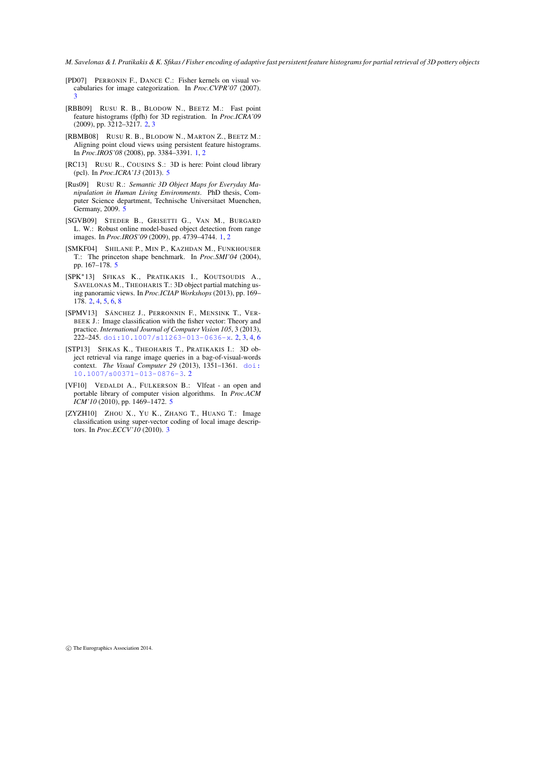[PD07] PERRONIN F., DANCE C.: Fisher kernels on visual vocabularies for image categorization. In *Proc.CVPR'07* (2007). 3

[RBB09] RUSU R. B., BLODOW N., BEETZ M.: Fast point feature histograms (fpfh) for 3D registration. In *Proc.ICRA'09* (2009), pp. 3212–3217. 2, 3

[RBMB08] RUSU R. B., BLODOW N., MARTON Z., BEETZ M.: Aligning point cloud views using persistent feature histograms. In *Proc.IROS'08* (2008), pp. 3384–3391. 1, 2

[RC13] RUSU R., COUSINS S.: 3D is here: Point cloud library (pcl). In *Proc.ICRA'13* (2013). 5

[Rus09] RUSU R.: *Semantic 3D Object Maps for Everyday Manipulation in Human Living Environments*. PhD thesis, Computer Science department, Technische Universitaet Muenchen, Germany, 2009. 5

[SGVB09] STEDER B., GRISETTI G., VAN M., BURGARD L. W.: Robust online model-based object detection from range images. In *Proc.IROS'09* (2009), pp. 4739–4744. 1, 2

[SMKF04] SHILANE P., MIN P., KAZHDAN M., FUNKHOUSER T.: The princeton shape benchmark. In *Proc.SMI'04* (2004), pp. 167–178. 5

[SPK*13] SFIKAS K., PRATIKAKIS I., KOUTSOUDIS A., SAVELONAS M., THEOHARIS T.: 3D object partial matching using panoramic views. In *Proc.ICIAP Workshops* (2013), pp. 169–178. 2, 4, 5, 6, 8

[SPMV13] SÁNCHEZ J., PERRONNIN F., MENSINK T., VERBEEK J.: Image classification with the fisher vector: Theory and practice. *International Journal of Computer Vision 105*, 3 (2013), 222–245. doi:10.1007/s11263-013-0636-x. 2, 3, 4, 6

[STP13] SFIKAS K., THEOHARIS T., PRATIKAKIS I.: 3D object retrieval via range image queries in a bag-of-visual-words context. *The Visual Computer 29* (2013), 1351–1361. doi:10.1007/s00371-013-0876-3. 2

[VF10] VEDALDI A., FULKERSON B.: Vlfeat - an open and portable library of computer vision algorithms. In *Proc.ACM ICM'10* (2010), pp. 1469–1472. 5

[ZYZH10] ZHOU X., YU K., ZHANG T., HUANG T.: Image classification using super-vector coding of local image descriptors. In *Proc.ECCV'10* (2010). 3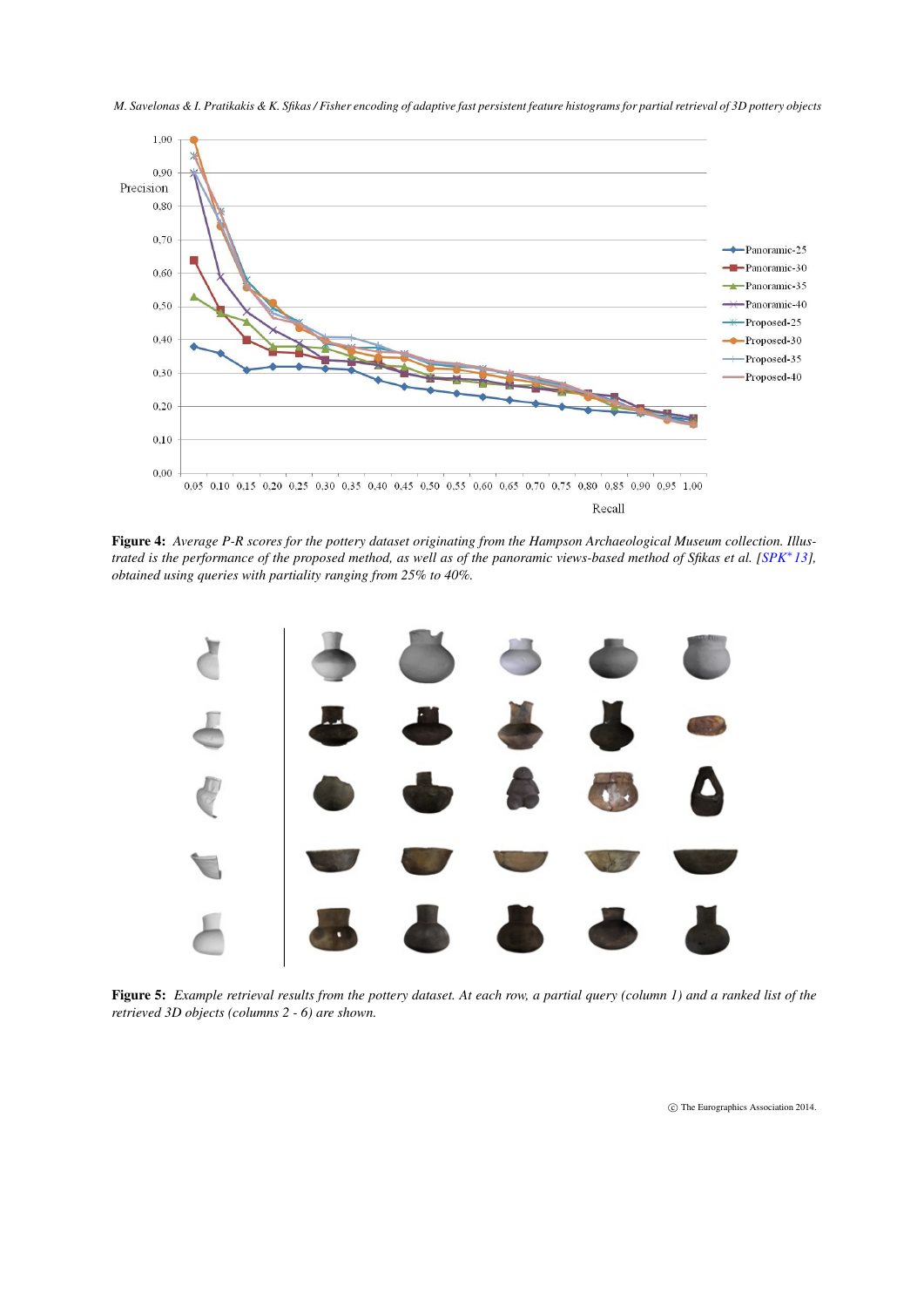Precision

1,00
0,90
0,80
0,70
0,60
0,50
0,40
0,30
0,20
0,10
0,00

0,05 0,10 0,15 0,20 0,25 0,30 0,35 0,40 0,45 0,50 0,55 0,60 0,65 0,70 0,75 0,80 0,85 0,90 0,95 1,00

Recall

Panoramic-25
Panoramic-30
Panoramic-35
Panoramic-40
Proposed-25
Proposed-30
Proposed-35
Proposed-40

**Figure 4:** *Average P-R scores for the pottery dataset originating from the Hampson Archaeological Museum collection. Illustrated is the performance of the proposed method, as well as of the panoramic views-based method of Sfikas et al. [SPK*13], obtained using queries with partiality ranging from 25% to 40%.*

**Figure 5:** *Example retrieval results from the pottery dataset. At each row, a partial query (column 1) and a ranked list of the retrieved 3D objects (columns 2 - 6) are shown.*